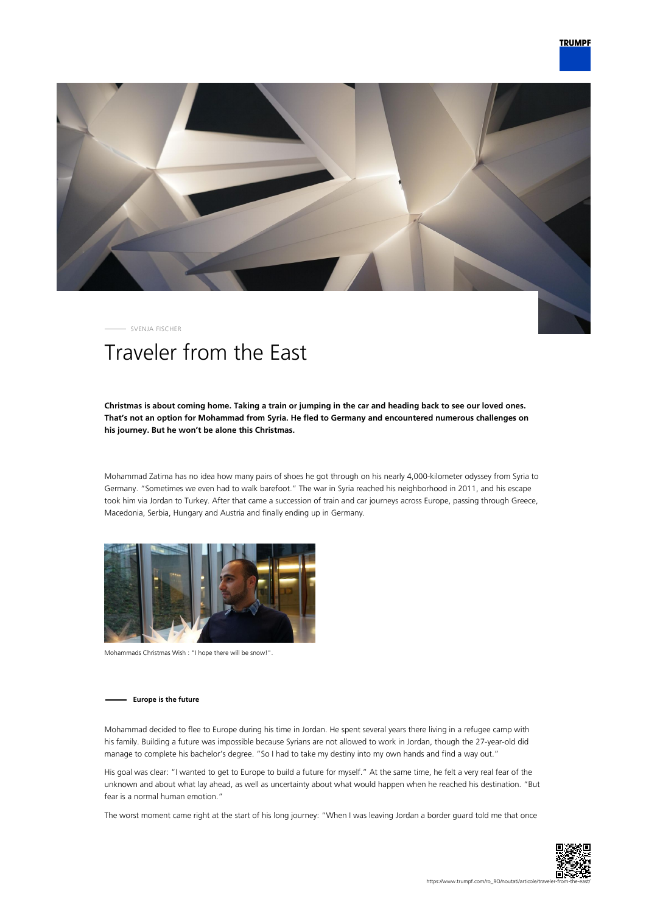SVENJA FISCHER

# Traveler from the East

**Christmas is about coming home. Taking a train or jumping in the car and heading back to see our loved ones. That's not an option for Mohammad from Syria. He fled to Germany and encountered numerous challenges on his journey. But he won't be alone this Christmas.**

Mohammad Zatima has no idea how many pairs of shoes he got through on his nearly 4,000-kilometer odyssey from Syria to Germany. "Sometimes we even had to walk barefoot." The war in Syria reached his neighborhood in 2011, and his escape took him via Jordan to Turkey. After that came a succession of train and car journeys across Europe, passing through Greece, Macedonia, Serbia, Hungary and Austria and finally ending up in Germany.

Mohammads Christmas Wish : "I hope there will be snow!".

## Europe is the future

Mohammad decided to flee to Europe during his time in Jordan. He spent several years there living in a refugee camp with his family. Building a future was impossible because Syrians are not allowed to work in Jordan, though the 27-year-old did manage to complete his bachelor's degree. "So I had to take my destiny into my own hands and find a way out."

His goal was clear: "I wanted to get to Europe to build a future for myself." At the same time, he felt a very real fear of the unknown and about what lay ahead, as well as uncertainty about what would happen when he reached his destination. "But fear is a normal human emotion."

The worst moment came right at the start of his long journey: "When I was leaving Jordan a border guard told me that once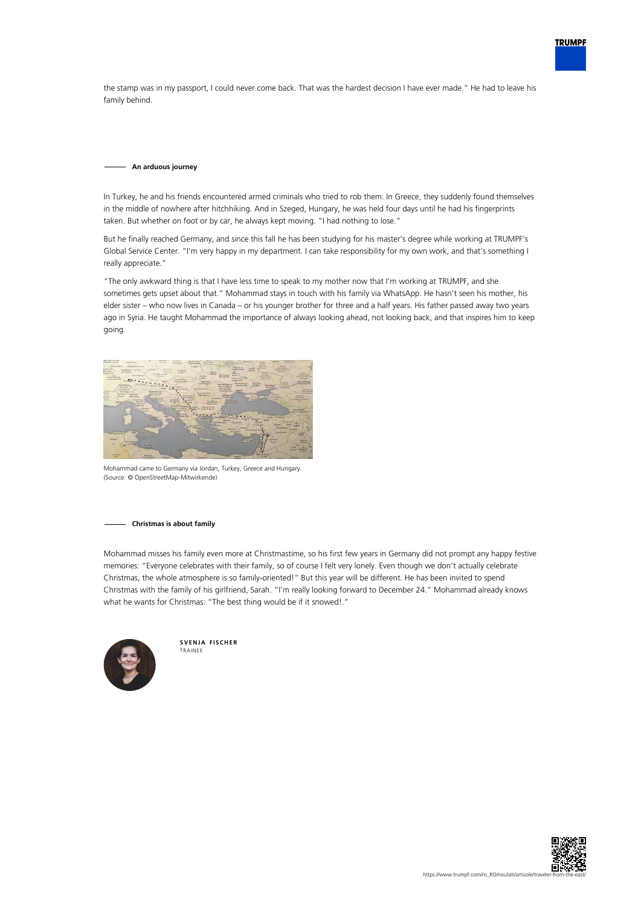the stamp was in my passport, I could never come back. That was the hardest decision I have ever made." He had to leave his family behind.

## An arduous journey

In Turkey, he and his friends encountered armed criminals who tried to rob them. In Greece, they suddenly found themselves in the middle of nowhere after hitchhiking. And in Szeged, Hungary, he was held four days until he had his fingerprints taken. But whether on foot or by car, he always kept moving. "I had nothing to lose."

But he finally reached Germany, and since this fall he has been studying for his master's degree while working at TRUMPF's Global Service Center. "I'm very happy in my department. I can take responsibility for my own work, and that's something I really appreciate."

"The only awkward thing is that I have less time to speak to my mother now that I'm working at TRUMPF, and she sometimes gets upset about that." Mohammad stays in touch with his family via WhatsApp. He hasn't seen his mother, his elder sister – who now lives in Canada – or his younger brother for three and a half years. His father passed away two years ago in Syria. He taught Mohammad the importance of always looking ahead, not looking back, and that inspires him to keep going.

Mohammad came to Germany via Jordan, Turkey, Greece and Hungary. (Source: © OpenStreetMap-Mitwirkende)

## Christmas is about family

Mohammad misses his family even more at Christmastime, so his first few years in Germany did not prompt any happy festive memories: "Everyone celebrates with their family, so of course I felt very lonely. Even though we don't actually celebrate Christmas, the whole atmosphere is so family-oriented!" But this year will be different. He has been invited to spend Christmas with the family of his girlfriend, Sarah. "I'm really looking forward to December 24." Mohammad already knows what he wants for Christmas: "The best thing would be if it snowed!."

**SVENJA FISCHER**
TRAINEE

https://www.trumpf.com/ro_RO/noutati/articole/traveler-from-the-east/